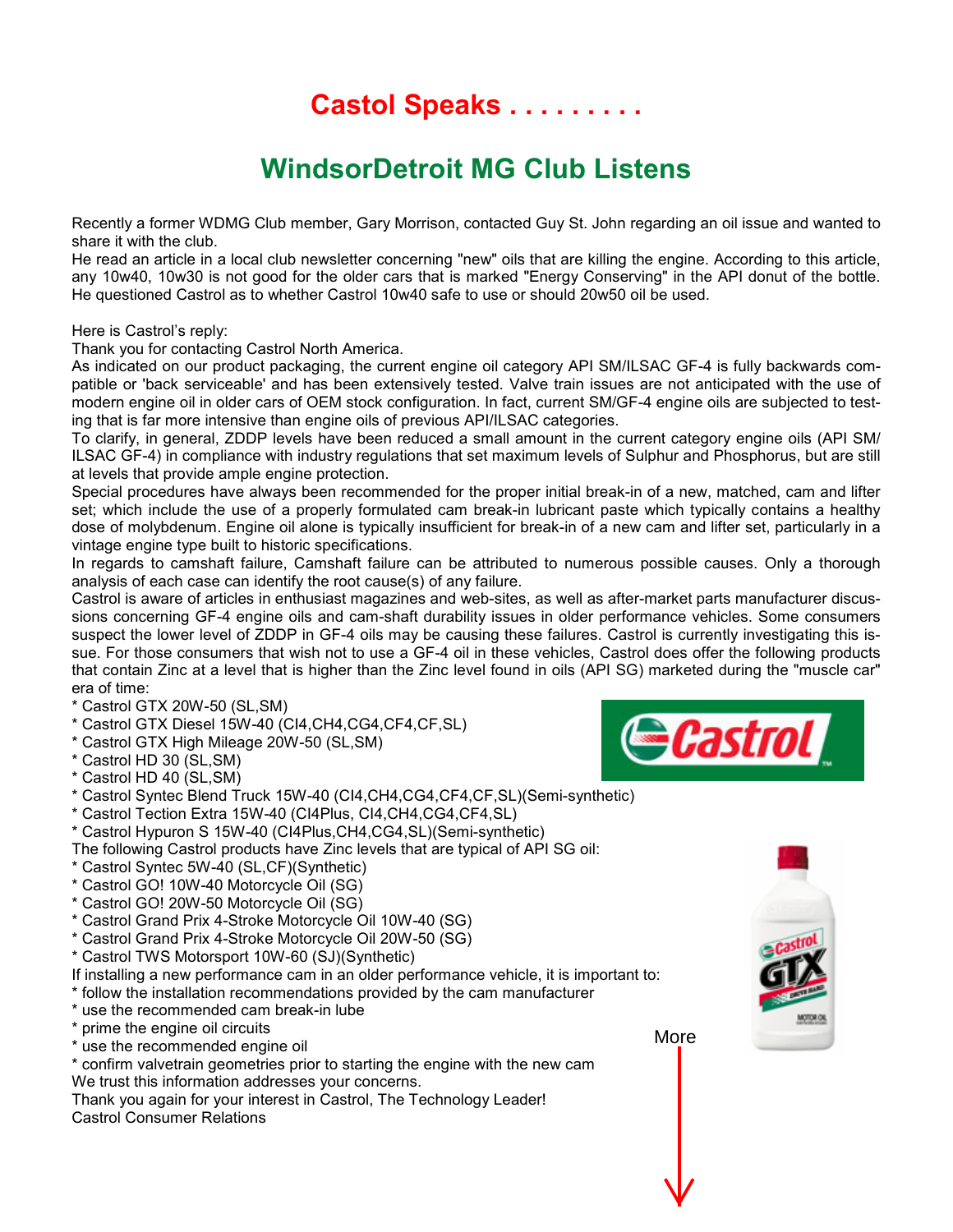# Castol Speaks . . . . . . . . .

## WindsorDetroit MG Club Listens

Recently a former WDMG Club member, Gary Morrison, contacted Guy St. John regarding an oil issue and wanted to share it with the club.
He read an article in a local club newsletter concerning "new" oils that are killing the engine. According to this article, any 10w40, 10w30 is not good for the older cars that is marked "Energy Conserving" in the API donut of the bottle. He questioned Castrol as to whether Castrol 10w40 safe to use or should 20w50 oil be used.

Here is Castrol's reply:
Thank you for contacting Castrol North America.
As indicated on our product packaging, the current engine oil category API SM/ILSAC GF-4 is fully backwards compatible or 'back serviceable' and has been extensively tested. Valve train issues are not anticipated with the use of modern engine oil in older cars of OEM stock configuration. In fact, current SM/GF-4 engine oils are subjected to testing that is far more intensive than engine oils of previous API/ILSAC categories.
To clarify, in general, ZDDP levels have been reduced a small amount in the current category engine oils (API SM/ ILSAC GF-4) in compliance with industry regulations that set maximum levels of Sulphur and Phosphorus, but are still at levels that provide ample engine protection.
Special procedures have always been recommended for the proper initial break-in of a new, matched, cam and lifter set; which include the use of a properly formulated cam break-in lubricant paste which typically contains a healthy dose of molybdenum. Engine oil alone is typically insufficient for break-in of a new cam and lifter set, particularly in a vintage engine type built to historic specifications.
In regards to camshaft failure, Camshaft failure can be attributed to numerous possible causes. Only a thorough analysis of each case can identify the root cause(s) of any failure.
Castrol is aware of articles in enthusiast magazines and web-sites, as well as after-market parts manufacturer discussions concerning GF-4 engine oils and cam-shaft durability issues in older performance vehicles. Some consumers suspect the lower level of ZDDP in GF-4 oils may be causing these failures. Castrol is currently investigating this issue. For those consumers that wish not to use a GF-4 oil in these vehicles, Castrol does offer the following products that contain Zinc at a level that is higher than the Zinc level found in oils (API SG) marketed during the "muscle car" era of time:

* Castrol GTX 20W-50 (SL,SM)
* Castrol GTX Diesel 15W-40 (CI4,CH4,CG4,CF4,CF,SL)
* Castrol GTX High Mileage 20W-50 (SL,SM)
* Castrol HD 30 (SL,SM)
* Castrol HD 40 (SL,SM)
* Castrol Syntec Blend Truck 15W-40 (CI4,CH4,CG4,CF4,CF,SL)(Semi-synthetic)
* Castrol Tection Extra 15W-40 (CI4Plus, CI4,CH4,CG4,CF4,SL)
* Castrol Hypuron S 15W-40 (CI4Plus,CH4,CG4,SL)(Semi-synthetic)

The following Castrol products have Zinc levels that are typical of API SG oil:

* Castrol Syntec 5W-40 (SL,CF)(Synthetic)
* Castrol GO! 10W-40 Motorcycle Oil (SG)
* Castrol GO! 20W-50 Motorcycle Oil (SG)
* Castrol Grand Prix 4-Stroke Motorcycle Oil 10W-40 (SG)
* Castrol Grand Prix 4-Stroke Motorcycle Oil 20W-50 (SG)
* Castrol TWS Motorsport 10W-60 (SJ)(Synthetic)

If installing a new performance cam in an older performance vehicle, it is important to:

* follow the installation recommendations provided by the cam manufacturer
* use the recommended cam break-in lube
* prime the engine oil circuits
* use the recommended engine oil
* confirm valvetrain geometries prior to starting the engine with the new cam

We trust this information addresses your concerns.
Thank you again for your interest in Castrol, The Technology Leader!
Castrol Consumer Relations

More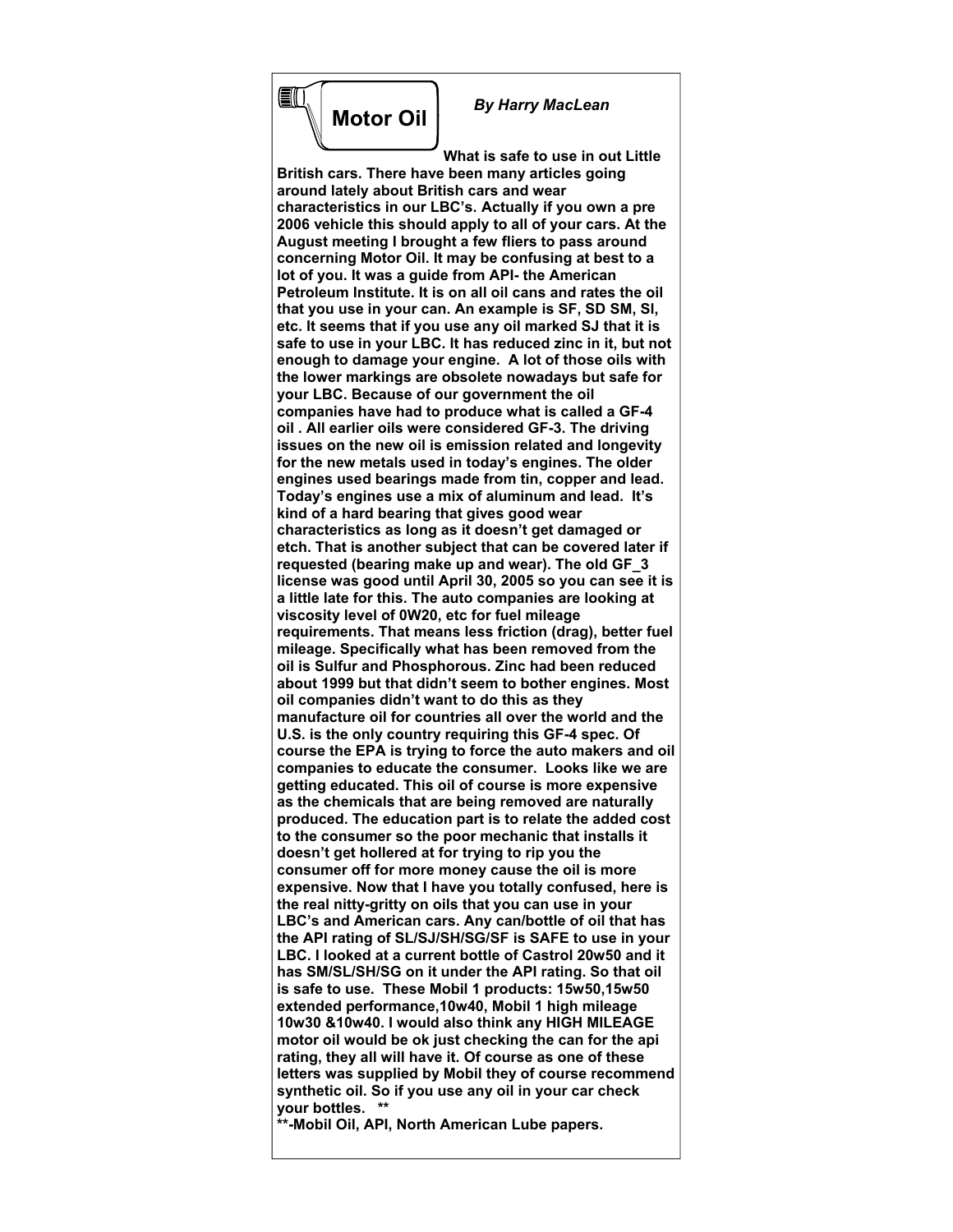# Motor Oil

*By Harry MacLean*

**What is safe to use in out Little British cars. There have been many articles going around lately about British cars and wear characteristics in our LBC's. Actually if you own a pre 2006 vehicle this should apply to all of your cars. At the August meeting I brought a few fliers to pass around concerning Motor Oil. It may be confusing at best to a lot of you. It was a guide from API- the American Petroleum Institute. It is on all oil cans and rates the oil that you use in your can. An example is SF, SD SM, SI, etc. It seems that if you use any oil marked SJ that it is safe to use in your LBC. It has reduced zinc in it, but not enough to damage your engine. A lot of those oils with the lower markings are obsolete nowadays but safe for your LBC. Because of our government the oil companies have had to produce what is called a GF-4 oil . All earlier oils were considered GF-3. The driving issues on the new oil is emission related and longevity for the new metals used in today's engines. The older engines used bearings made from tin, copper and lead. Today's engines use a mix of aluminum and lead. It's kind of a hard bearing that gives good wear characteristics as long as it doesn't get damaged or etch. That is another subject that can be covered later if requested (bearing make up and wear). The old GF_3 license was good until April 30, 2005 so you can see it is a little late for this. The auto companies are looking at viscosity level of 0W20, etc for fuel mileage requirements. That means less friction (drag), better fuel mileage. Specifically what has been removed from the oil is Sulfur and Phosphorous. Zinc had been reduced about 1999 but that didn't seem to bother engines. Most oil companies didn't want to do this as they manufacture oil for countries all over the world and the U.S. is the only country requiring this GF-4 spec. Of course the EPA is trying to force the auto makers and oil companies to educate the consumer. Looks like we are getting educated. This oil of course is more expensive as the chemicals that are being removed are naturally produced. The education part is to relate the added cost to the consumer so the poor mechanic that installs it doesn't get hollered at for trying to rip you the consumer off for more money cause the oil is more expensive. Now that I have you totally confused, here is the real nitty-gritty on oils that you can use in your LBC's and American cars. Any can/bottle of oil that has the API rating of SL/SJ/SH/SG/SF is SAFE to use in your LBC. I looked at a current bottle of Castrol 20w50 and it has SM/SL/SH/SG on it under the API rating. So that oil is safe to use. These Mobil 1 products: 15w50,15w50 extended performance,10w40, Mobil 1 high mileage 10w30 &10w40. I would also think any HIGH MILEAGE motor oil would be ok just checking the can for the api rating, they all will have it. Of course as one of these letters was supplied by Mobil they of course recommend synthetic oil. So if you use any oil in your car check your bottles. \*\***

**\*\*-Mobil Oil, API, North American Lube papers.**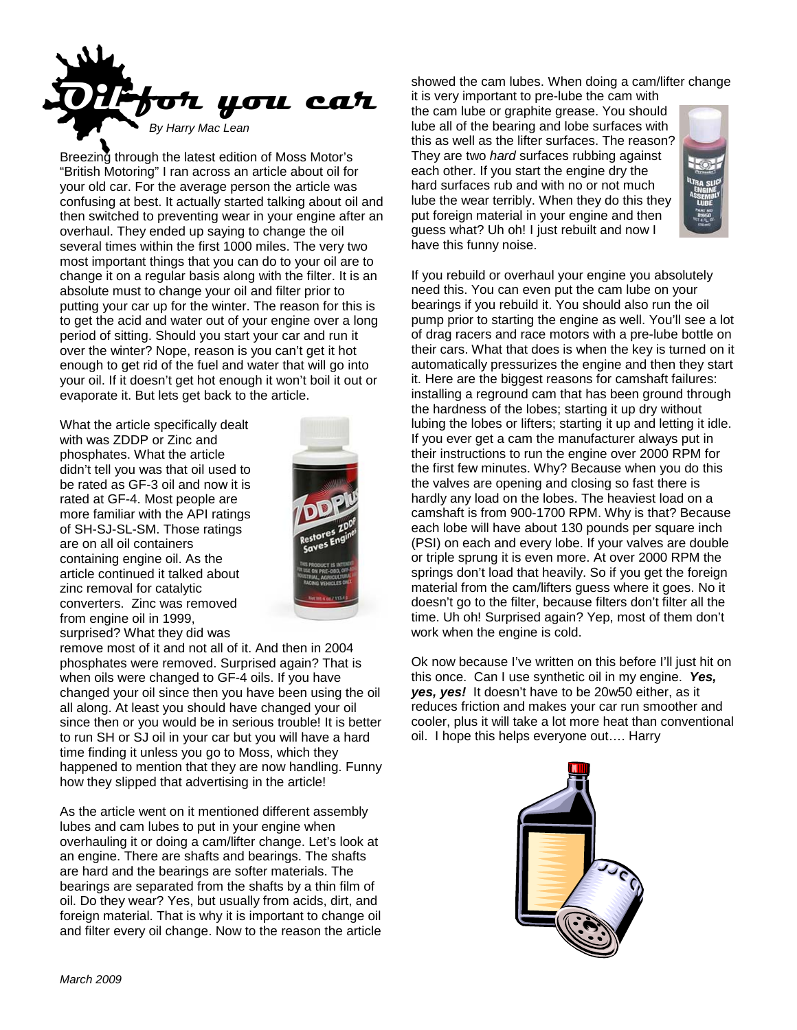# Oil for you car

*By Harry Mac Lean*

Breezing through the latest edition of Moss Motor's "British Motoring" I ran across an article about oil for your old car. For the average person the article was confusing at best. It actually started talking about oil and then switched to preventing wear in your engine after an overhaul. They ended up saying to change the oil several times within the first 1000 miles. The very two most important things that you can do to your oil are to change it on a regular basis along with the filter. It is an absolute must to change your oil and filter prior to putting your car up for the winter. The reason for this is to get the acid and water out of your engine over a long period of sitting. Should you start your car and run it over the winter? Nope, reason is you can't get it hot enough to get rid of the fuel and water that will go into your oil. If it doesn't get hot enough it won't boil it out or evaporate it. But lets get back to the article.

What the article specifically dealt with was ZDDP or Zinc and phosphates. What the article didn't tell you was that oil used to be rated as GF-3 oil and now it is rated at GF-4. Most people are more familiar with the API ratings of SH-SJ-SL-SM. Those ratings are on all oil containers containing engine oil. As the article continued it talked about zinc removal for catalytic converters. Zinc was removed from engine oil in 1999, surprised? What they did was remove most of it and not all of it. And then in 2004 phosphates were removed. Surprised again? That is when oils were changed to GF-4 oils. If you have changed your oil since then you have been using the oil all along. At least you should have changed your oil since then or you would be in serious trouble! It is better to run SH or SJ oil in your car but you will have a hard time finding it unless you go to Moss, which they happened to mention that they are now handling. Funny how they slipped that advertising in the article!

As the article went on it mentioned different assembly lubes and cam lubes to put in your engine when overhauling it or doing a cam/lifter change. Let's look at an engine. There are shafts and bearings. The shafts are hard and the bearings are softer materials. The bearings are separated from the shafts by a thin film of oil. Do they wear? Yes, but usually from acids, dirt, and foreign material. That is why it is important to change oil and filter every oil change. Now to the reason the article showed the cam lubes. When doing a cam/lifter change it is very important to pre-lube the cam with the cam lube or graphite grease. You should lube all of the bearing and lobe surfaces with this as well as the lifter surfaces. The reason? They are two *hard* surfaces rubbing against each other. If you start the engine dry the hard surfaces rub and with no or not much lube the wear terribly. When they do this they put foreign material in your engine and then guess what? Uh oh! I just rebuilt and now I have this funny noise.

If you rebuild or overhaul your engine you absolutely need this. You can even put the cam lube on your bearings if you rebuild it. You should also run the oil pump prior to starting the engine as well. You'll see a lot of drag racers and race motors with a pre-lube bottle on their cars. What that does is when the key is turned on it automatically pressurizes the engine and then they start it. Here are the biggest reasons for camshaft failures: installing a reground cam that has been ground through the hardness of the lobes; starting it up dry without lubing the lobes or lifters; starting it up and letting it idle. If you ever get a cam the manufacturer always put in their instructions to run the engine over 2000 RPM for the first few minutes. Why? Because when you do this the valves are opening and closing so fast there is hardly any load on the lobes. The heaviest load on a camshaft is from 900-1700 RPM. Why is that? Because each lobe will have about 130 pounds per square inch (PSI) on each and every lobe. If your valves are double or triple sprung it is even more. At over 2000 RPM the springs don't load that heavily. So if you get the foreign material from the cam/lifters guess where it goes. No it doesn't go to the filter, because filters don't filter all the time. Uh oh! Surprised again? Yep, most of them don't work when the engine is cold.

Ok now because I've written on this before I'll just hit on this once. Can I use synthetic oil in my engine. ***Yes, yes, yes!*** It doesn't have to be 20w50 either, as it reduces friction and makes your car run smoother and cooler, plus it will take a lot more heat than conventional oil. I hope this helps everyone out…. Harry